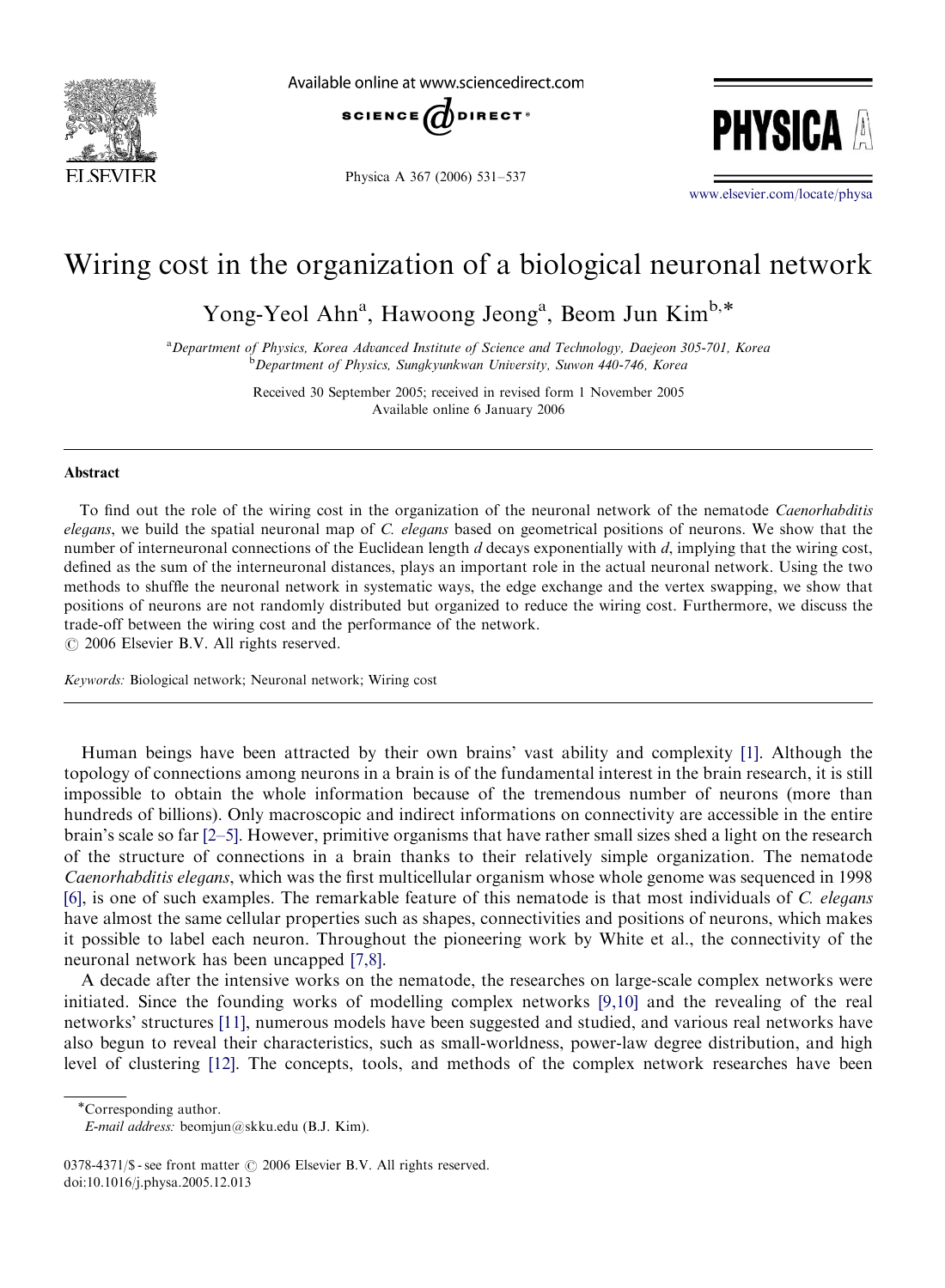# Wiring cost in the organization of a biological neuronal network

Yong-Yeol Ahn[a], Hawoong Jeong[a], Beom Jun Kim[b,*]

[a]Department of Physics, Korea Advanced Institute of Science and Technology, Daejeon 305-701, Korea
[b]Department of Physics, Sungkyunkwan University, Suwon 440-746, Korea

Received 30 September 2005; received in revised form 1 November 2005
Available online 6 January 2006

## Abstract

To find out the role of the wiring cost in the organization of the neuronal network of the nematode *Caenorhabditis elegans*, we build the spatial neuronal map of *C. elegans* based on geometrical positions of neurons. We show that the number of interneuronal connections of the Euclidean length $d$ decays exponentially with $d$, implying that the wiring cost, defined as the sum of the interneuronal distances, plays an important role in the actual neuronal network. Using the two methods to shuffle the neuronal network in systematic ways, the edge exchange and the vertex swapping, we show that positions of neurons are not randomly distributed but organized to reduce the wiring cost. Furthermore, we discuss the trade-off between the wiring cost and the performance of the network.
© 2006 Elsevier B.V. All rights reserved.

*Keywords:* Biological network; Neuronal network; Wiring cost

Human beings have been attracted by their own brains' vast ability and complexity [1]. Although the topology of connections among neurons in a brain is of the fundamental interest in the brain research, it is still impossible to obtain the whole information because of the tremendous number of neurons (more than hundreds of billions). Only macroscopic and indirect informations on connectivity are accessible in the entire brain's scale so far [2–5]. However, primitive organisms that have rather small sizes shed a light on the research of the structure of connections in a brain thanks to their relatively simple organization. The nematode *Caenorhabditis elegans*, which was the first multicellular organism whose whole genome was sequenced in 1998 [6], is one of such examples. The remarkable feature of this nematode is that most individuals of *C. elegans* have almost the same cellular properties such as shapes, connectivities and positions of neurons, which makes it possible to label each neuron. Throughout the pioneering work by White et al., the connectivity of the neuronal network has been uncapped [7,8].

A decade after the intensive works on the nematode, the researches on large-scale complex networks were initiated. Since the founding works of modelling complex networks [9,10] and the revealing of the real networks' structures [11], numerous models have been suggested and studied, and various real networks have also begun to reveal their characteristics, such as small-worldness, power-law degree distribution, and high level of clustering [12]. The concepts, tools, and methods of the complex network researches have been

*Corresponding author.
*E-mail address:* beomjun@skku.edu (B.J. Kim).

0378-4371/$ - see front matter © 2006 Elsevier B.V. All rights reserved.
doi:10.1016/j.physa.2005.12.013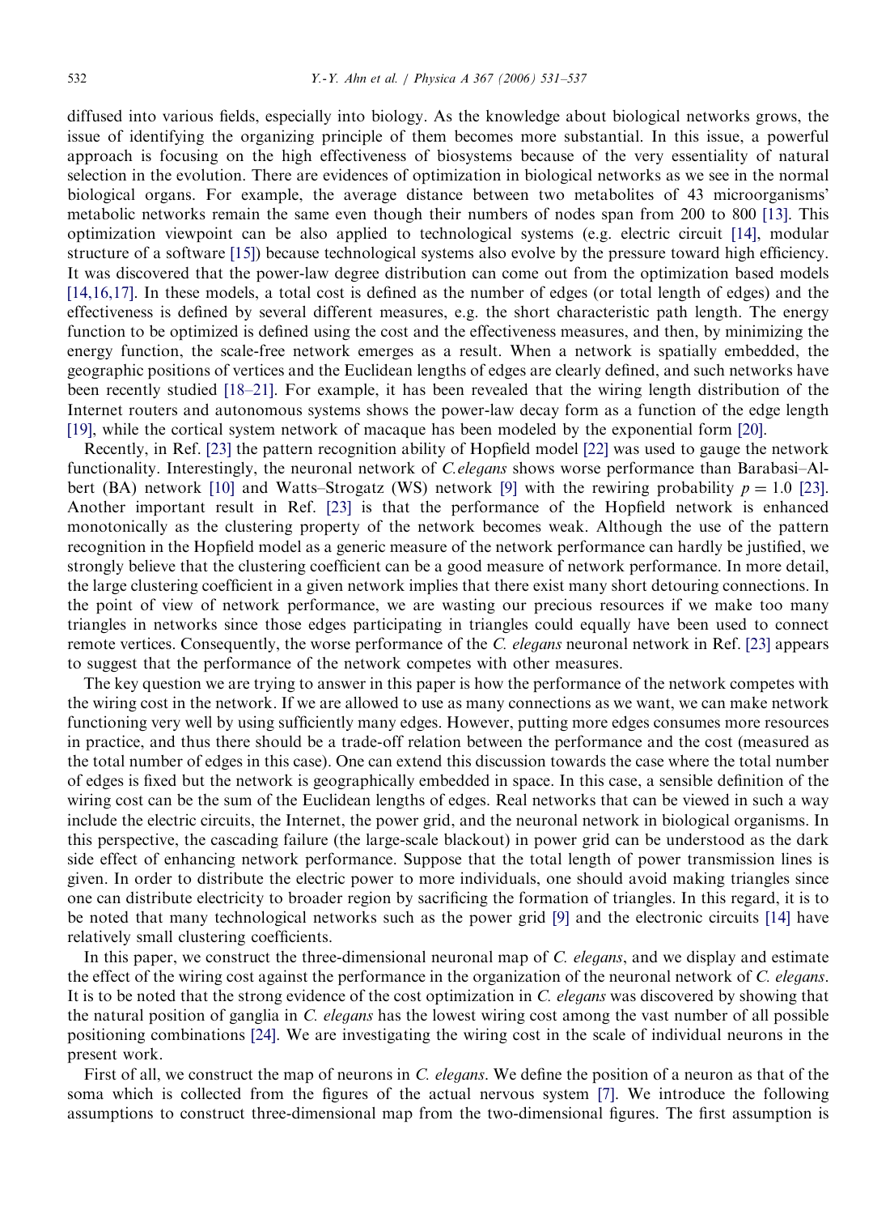diffused into various fields, especially into biology. As the knowledge about biological networks grows, the issue of identifying the organizing principle of them becomes more substantial. In this issue, a powerful approach is focusing on the high effectiveness of biosystems because of the very essentiality of natural selection in the evolution. There are evidences of optimization in biological networks as we see in the normal biological organs. For example, the average distance between two metabolites of 43 microorganisms' metabolic networks remain the same even though their numbers of nodes span from 200 to 800 [13]. This optimization viewpoint can be also applied to technological systems (e.g. electric circuit [14], modular structure of a software [15]) because technological systems also evolve by the pressure toward high efficiency. It was discovered that the power-law degree distribution can come out from the optimization based models [14,16,17]. In these models, a total cost is defined as the number of edges (or total length of edges) and the effectiveness is defined by several different measures, e.g. the short characteristic path length. The energy function to be optimized is defined using the cost and the effectiveness measures, and then, by minimizing the energy function, the scale-free network emerges as a result. When a network is spatially embedded, the geographic positions of vertices and the Euclidean lengths of edges are clearly defined, and such networks have been recently studied [18–21]. For example, it has been revealed that the wiring length distribution of the Internet routers and autonomous systems shows the power-law decay form as a function of the edge length [19], while the cortical system network of macaque has been modeled by the exponential form [20].

Recently, in Ref. [23] the pattern recognition ability of Hopfield model [22] was used to gauge the network functionality. Interestingly, the neuronal network of *C.elegans* shows worse performance than Barabasi–Albert (BA) network [10] and Watts–Strogatz (WS) network [9] with the rewiring probability $p = 1.0$ [23]. Another important result in Ref. [23] is that the performance of the Hopfield network is enhanced monotonically as the clustering property of the network becomes weak. Although the use of the pattern recognition in the Hopfield model as a generic measure of the network performance can hardly be justified, we strongly believe that the clustering coefficient can be a good measure of network performance. In more detail, the large clustering coefficient in a given network implies that there exist many short detouring connections. In the point of view of network performance, we are wasting our precious resources if we make too many triangles in networks since those edges participating in triangles could equally have been used to connect remote vertices. Consequently, the worse performance of the *C. elegans* neuronal network in Ref. [23] appears to suggest that the performance of the network competes with other measures.

The key question we are trying to answer in this paper is how the performance of the network competes with the wiring cost in the network. If we are allowed to use as many connections as we want, we can make network functioning very well by using sufficiently many edges. However, putting more edges consumes more resources in practice, and thus there should be a trade-off relation between the performance and the cost (measured as the total number of edges in this case). One can extend this discussion towards the case where the total number of edges is fixed but the network is geographically embedded in space. In this case, a sensible definition of the wiring cost can be the sum of the Euclidean lengths of edges. Real networks that can be viewed in such a way include the electric circuits, the Internet, the power grid, and the neuronal network in biological organisms. In this perspective, the cascading failure (the large-scale blackout) in power grid can be understood as the dark side effect of enhancing network performance. Suppose that the total length of power transmission lines is given. In order to distribute the electric power to more individuals, one should avoid making triangles since one can distribute electricity to broader region by sacrificing the formation of triangles. In this regard, it is to be noted that many technological networks such as the power grid [9] and the electronic circuits [14] have relatively small clustering coefficients.

In this paper, we construct the three-dimensional neuronal map of *C. elegans*, and we display and estimate the effect of the wiring cost against the performance in the organization of the neuronal network of *C. elegans*. It is to be noted that the strong evidence of the cost optimization in *C. elegans* was discovered by showing that the natural position of ganglia in *C. elegans* has the lowest wiring cost among the vast number of all possible positioning combinations [24]. We are investigating the wiring cost in the scale of individual neurons in the present work.

First of all, we construct the map of neurons in *C. elegans*. We define the position of a neuron as that of the soma which is collected from the figures of the actual nervous system [7]. We introduce the following assumptions to construct three-dimensional map from the two-dimensional figures. The first assumption is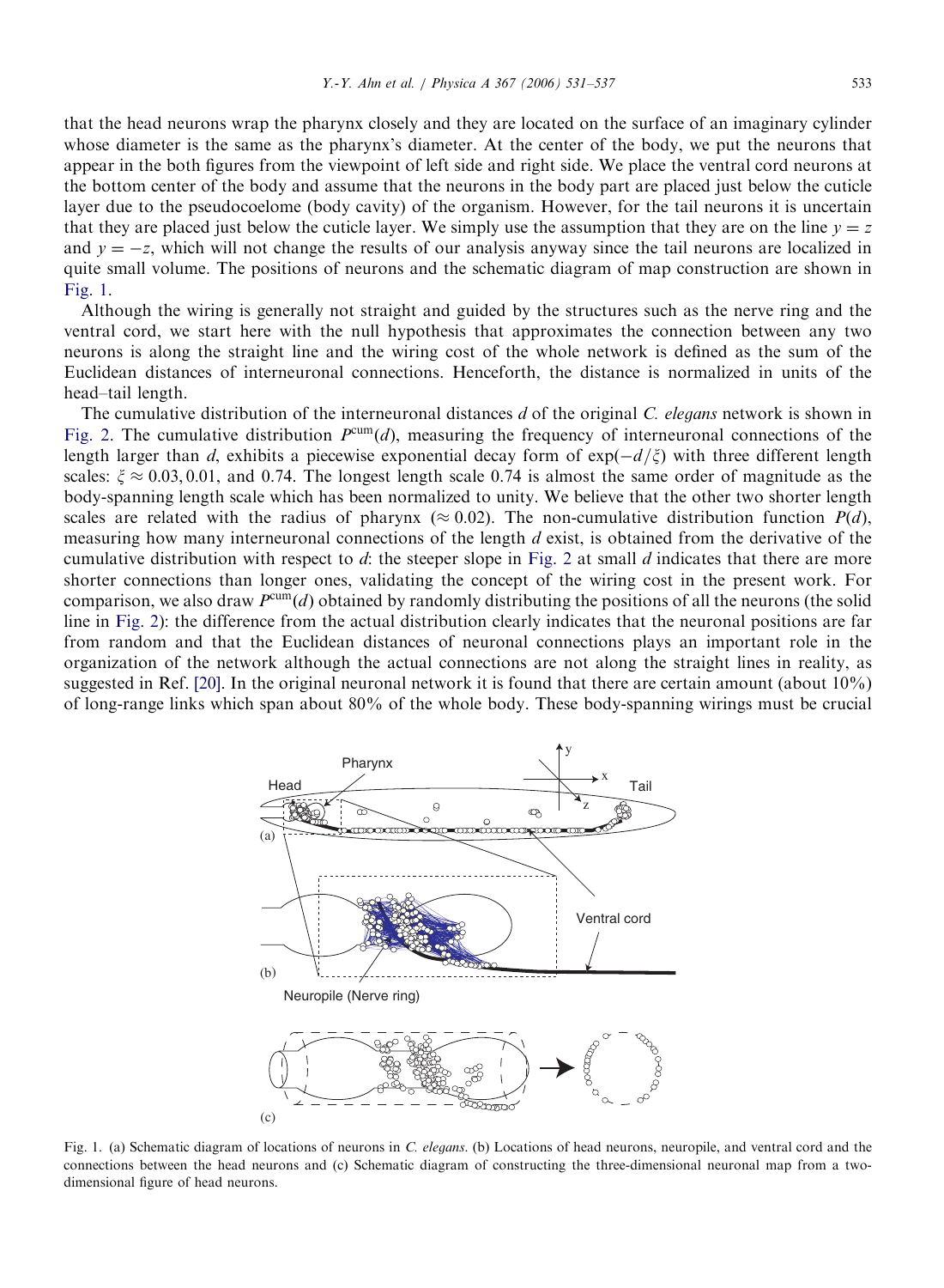that the head neurons wrap the pharynx closely and they are located on the surface of an imaginary cylinder whose diameter is the same as the pharynx's diameter. At the center of the body, we put the neurons that appear in the both figures from the viewpoint of left side and right side. We place the ventral cord neurons at the bottom center of the body and assume that the neurons in the body part are placed just below the cuticle layer due to the pseudocoelome (body cavity) of the organism. However, for the tail neurons it is uncertain that they are placed just below the cuticle layer. We simply use the assumption that they are on the line $y = z$ and $y = -z$, which will not change the results of our analysis anyway since the tail neurons are localized in quite small volume. The positions of neurons and the schematic diagram of map construction are shown in Fig. 1.

Although the wiring is generally not straight and guided by the structures such as the nerve ring and the ventral cord, we start here with the null hypothesis that approximates the connection between any two neurons is along the straight line and the wiring cost of the whole network is defined as the sum of the Euclidean distances of interneuronal connections. Henceforth, the distance is normalized in units of the head–tail length.

The cumulative distribution of the interneuronal distances $d$ of the original *C. elegans* network is shown in Fig. 2. The cumulative distribution $P^{\mathrm{cum}}(d)$, measuring the frequency of interneuronal connections of the length larger than $d$, exhibits a piecewise exponential decay form of $\exp(-d/\xi)$ with three different length scales: $\xi \approx 0.03, 0.01$, and $0.74$. The longest length scale 0.74 is almost the same order of magnitude as the body-spanning length scale which has been normalized to unity. We believe that the other two shorter length scales are related with the radius of pharynx ($\approx 0.02$). The non-cumulative distribution function $P(d)$, measuring how many interneuronal connections of the length $d$ exist, is obtained from the derivative of the cumulative distribution with respect to $d$: the steeper slope in Fig. 2 at small $d$ indicates that there are more shorter connections than longer ones, validating the concept of the wiring cost in the present work. For comparison, we also draw $P^{\mathrm{cum}}(d)$ obtained by randomly distributing the positions of all the neurons (the solid line in Fig. 2): the difference from the actual distribution clearly indicates that the neuronal positions are far from random and that the Euclidean distances of neuronal connections plays an important role in the organization of the network although the actual connections are not along the straight lines in reality, as suggested in Ref. [20]. In the original neuronal network it is found that there are certain amount (about 10%) of long-range links which span about 80% of the whole body. These body-spanning wirings must be crucial

Fig. 1. (a) Schematic diagram of locations of neurons in *C. elegans*. (b) Locations of head neurons, neuropile, and ventral cord and the connections between the head neurons and (c) Schematic diagram of constructing the three-dimensional neuronal map from a two-dimensional figure of head neurons.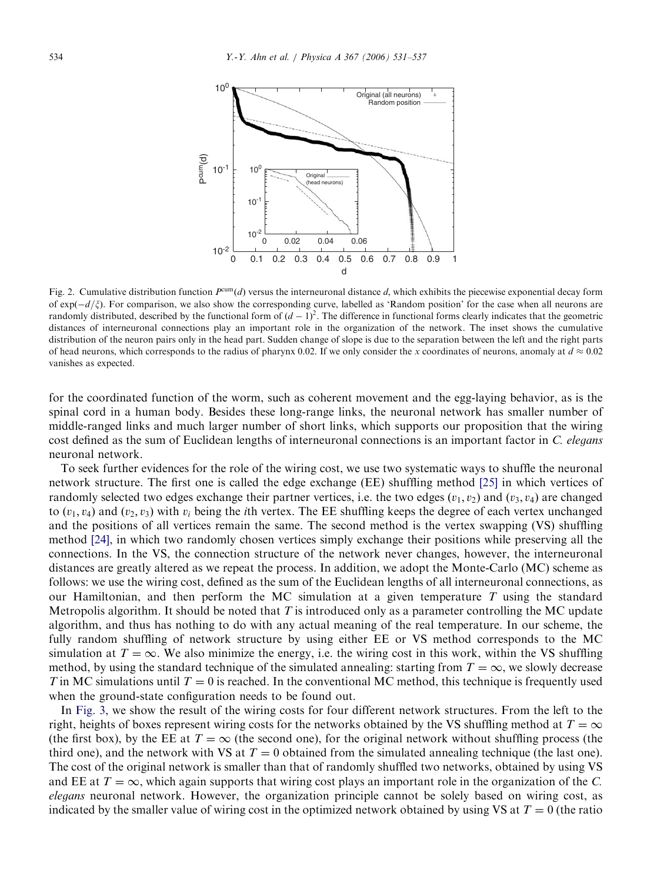Fig. 2. Cumulative distribution function $P^{\mathrm{cum}}(d)$ versus the interneuronal distance $d$, which exhibits the piecewise exponential decay form of $\exp(-d/\xi)$. For comparison, we also show the corresponding curve, labelled as 'Random position' for the case when all neurons are randomly distributed, described by the functional form of $(d-1)^2$. The difference in functional forms clearly indicates that the geometric distances of interneuronal connections play an important role in the organization of the network. The inset shows the cumulative distribution of the neuron pairs only in the head part. Sudden change of slope is due to the separation between the left and the right parts of head neurons, which corresponds to the radius of pharynx 0.02. If we only consider the $x$ coordinates of neurons, anomaly at $d \approx 0.02$ vanishes as expected.

for the coordinated function of the worm, such as coherent movement and the egg-laying behavior, as is the spinal cord in a human body. Besides these long-range links, the neuronal network has smaller number of middle-ranged links and much larger number of short links, which supports our proposition that the wiring cost defined as the sum of Euclidean lengths of interneuronal connections is an important factor in *C. elegans* neuronal network.

To seek further evidences for the role of the wiring cost, we use two systematic ways to shuffle the neuronal network structure. The first one is called the edge exchange (EE) shuffling method [25] in which vertices of randomly selected two edges exchange their partner vertices, i.e. the two edges $(v_1, v_2)$ and $(v_3, v_4)$ are changed to $(v_1, v_4)$ and $(v_2, v_3)$ with $v_i$ being the $i$th vertex. The EE shuffling keeps the degree of each vertex unchanged and the positions of all vertices remain the same. The second method is the vertex swapping (VS) shuffling method [24], in which two randomly chosen vertices simply exchange their positions while preserving all the connections. In the VS, the connection structure of the network never changes, however, the interneuronal distances are greatly altered as we repeat the process. In addition, we adopt the Monte-Carlo (MC) scheme as follows: we use the wiring cost, defined as the sum of the Euclidean lengths of all interneuronal connections, as our Hamiltonian, and then perform the MC simulation at a given temperature $T$ using the standard Metropolis algorithm. It should be noted that $T$ is introduced only as a parameter controlling the MC update algorithm, and thus has nothing to do with any actual meaning of the real temperature. In our scheme, the fully random shuffling of network structure by using either EE or VS method corresponds to the MC simulation at $T = \infty$. We also minimize the energy, i.e. the wiring cost in this work, within the VS shuffling method, by using the standard technique of the simulated annealing: starting from $T = \infty$, we slowly decrease $T$ in MC simulations until $T = 0$ is reached. In the conventional MC method, this technique is frequently used when the ground-state configuration needs to be found out.

In Fig. 3, we show the result of the wiring costs for four different network structures. From the left to the right, heights of boxes represent wiring costs for the networks obtained by the VS shuffling method at $T = \infty$ (the first box), by the EE at $T = \infty$ (the second one), for the original network without shuffling process (the third one), and the network with VS at $T = 0$ obtained from the simulated annealing technique (the last one). The cost of the original network is smaller than that of randomly shuffled two networks, obtained by using VS and EE at $T = \infty$, which again supports that wiring cost plays an important role in the organization of the *C. elegans* neuronal network. However, the organization principle cannot be solely based on wiring cost, as indicated by the smaller value of wiring cost in the optimized network obtained by using VS at $T = 0$ (the ratio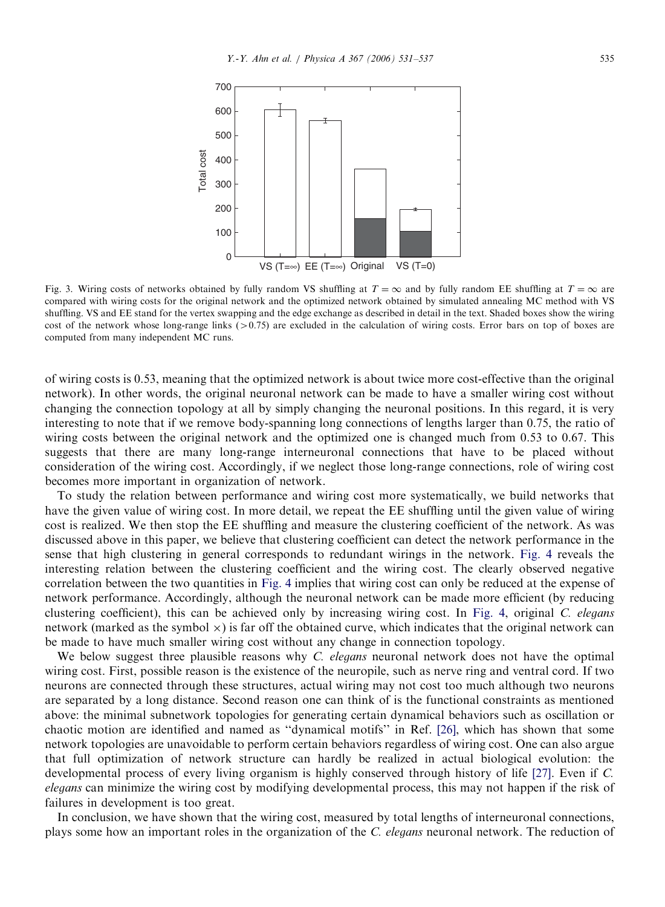Fig. 3. Wiring costs of networks obtained by fully random VS shuffling at $T = \infty$ and by fully random EE shuffling at $T = \infty$ are compared with wiring costs for the original network and the optimized network obtained by simulated annealing MC method with VS shuffling. VS and EE stand for the vertex swapping and the edge exchange as described in detail in the text. Shaded boxes show the wiring cost of the network whose long-range links ($>0.75$) are excluded in the calculation of wiring costs. Error bars on top of boxes are computed from many independent MC runs.

of wiring costs is 0.53, meaning that the optimized network is about twice more cost-effective than the original network). In other words, the original neuronal network can be made to have a smaller wiring cost without changing the connection topology at all by simply changing the neuronal positions. In this regard, it is very interesting to note that if we remove body-spanning long connections of lengths larger than 0.75, the ratio of wiring costs between the original network and the optimized one is changed much from 0.53 to 0.67. This suggests that there are many long-range interneuronal connections that have to be placed without consideration of the wiring cost. Accordingly, if we neglect those long-range connections, role of wiring cost becomes more important in organization of network.

To study the relation between performance and wiring cost more systematically, we build networks that have the given value of wiring cost. In more detail, we repeat the EE shuffling until the given value of wiring cost is realized. We then stop the EE shuffling and measure the clustering coefficient of the network. As was discussed above in this paper, we believe that clustering coefficient can detect the network performance in the sense that high clustering in general corresponds to redundant wirings in the network. Fig. 4 reveals the interesting relation between the clustering coefficient and the wiring cost. The clearly observed negative correlation between the two quantities in Fig. 4 implies that wiring cost can only be reduced at the expense of network performance. Accordingly, although the neuronal network can be made more efficient (by reducing clustering coefficient), this can be achieved only by increasing wiring cost. In Fig. 4, original *C. elegans* network (marked as the symbol $\times$) is far off the obtained curve, which indicates that the original network can be made to have much smaller wiring cost without any change in connection topology.

We below suggest three plausible reasons why *C. elegans* neuronal network does not have the optimal wiring cost. First, possible reason is the existence of the neuropile, such as nerve ring and ventral cord. If two neurons are connected through these structures, actual wiring may not cost too much although two neurons are separated by a long distance. Second reason one can think of is the functional constraints as mentioned above: the minimal subnetwork topologies for generating certain dynamical behaviors such as oscillation or chaotic motion are identified and named as "dynamical motifs" in Ref. [26], which has shown that some network topologies are unavoidable to perform certain behaviors regardless of wiring cost. One can also argue that full optimization of network structure can hardly be realized in actual biological evolution: the developmental process of every living organism is highly conserved through history of life [27]. Even if *C. elegans* can minimize the wiring cost by modifying developmental process, this may not happen if the risk of failures in development is too great.

In conclusion, we have shown that the wiring cost, measured by total lengths of interneuronal connections, plays some how an important roles in the organization of the *C. elegans* neuronal network. The reduction of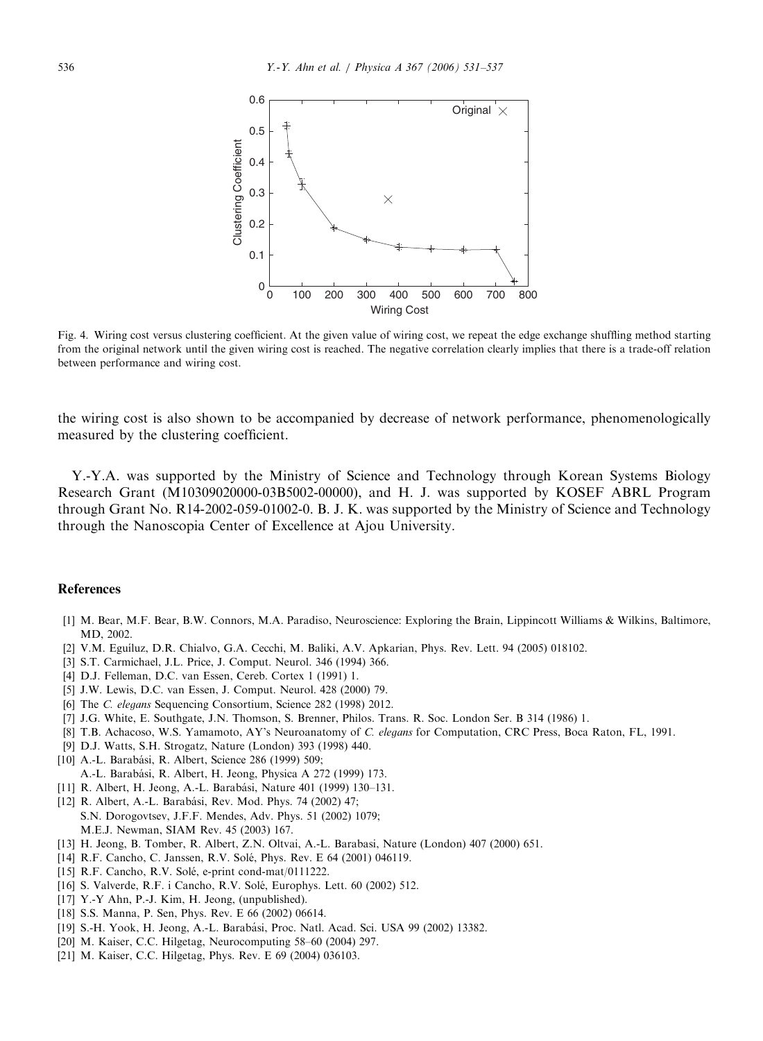Fig. 4. Wiring cost versus clustering coefficient. At the given value of wiring cost, we repeat the edge exchange shuffling method starting from the original network until the given wiring cost is reached. The negative correlation clearly implies that there is a trade-off relation between performance and wiring cost.

the wiring cost is also shown to be accompanied by decrease of network performance, phenomenologically measured by the clustering coefficient.

Y.-Y.A. was supported by the Ministry of Science and Technology through Korean Systems Biology Research Grant (M10309020000-03B5002-00000), and H. J. was supported by KOSEF ABRL Program through Grant No. R14-2002-059-01002-0. B. J. K. was supported by the Ministry of Science and Technology through the Nanoscopia Center of Excellence at Ajou University.

## References

[1] M. Bear, M.F. Bear, B.W. Connors, M.A. Paradiso, Neuroscience: Exploring the Brain, Lippincott Williams & Wilkins, Baltimore, MD, 2002.
[2] V.M. Eguíluz, D.R. Chialvo, G.A. Cecchi, M. Baliki, A.V. Apkarian, Phys. Rev. Lett. 94 (2005) 018102.
[3] S.T. Carmichael, J.L. Price, J. Comput. Neurol. 346 (1994) 366.
[4] D.J. Felleman, D.C. van Essen, Cereb. Cortex 1 (1991) 1.
[5] J.W. Lewis, D.C. van Essen, J. Comput. Neurol. 428 (2000) 79.
[6] The *C. elegans* Sequencing Consortium, Science 282 (1998) 2012.
[7] J.G. White, E. Southgate, J.N. Thomson, S. Brenner, Philos. Trans. R. Soc. London Ser. B 314 (1986) 1.
[8] T.B. Achacoso, W.S. Yamamoto, AY's Neuroanatomy of *C. elegans* for Computation, CRC Press, Boca Raton, FL, 1991.
[9] D.J. Watts, S.H. Strogatz, Nature (London) 393 (1998) 440.
[10] A.-L. Barabási, R. Albert, Science 286 (1999) 509;
A.-L. Barabási, R. Albert, H. Jeong, Physica A 272 (1999) 173.
[11] R. Albert, H. Jeong, A.-L. Barabási, Nature 401 (1999) 130–131.
[12] R. Albert, A.-L. Barabási, Rev. Mod. Phys. 74 (2002) 47;
S.N. Dorogovtsev, J.F.F. Mendes, Adv. Phys. 51 (2002) 1079;
M.E.J. Newman, SIAM Rev. 45 (2003) 167.
[13] H. Jeong, B. Tomber, R. Albert, Z.N. Oltvai, A.-L. Barabasi, Nature (London) 407 (2000) 651.
[14] R.F. Cancho, C. Janssen, R.V. Solé, Phys. Rev. E 64 (2001) 046119.
[15] R.F. Cancho, R.V. Solé, e-print cond-mat/0111222.
[16] S. Valverde, R.F. i Cancho, R.V. Solé, Europhys. Lett. 60 (2002) 512.
[17] Y.-Y Ahn, P.-J. Kim, H. Jeong, (unpublished).
[18] S.S. Manna, P. Sen, Phys. Rev. E 66 (2002) 06614.
[19] S.-H. Yook, H. Jeong, A.-L. Barabási, Proc. Natl. Acad. Sci. USA 99 (2002) 13382.
[20] M. Kaiser, C.C. Hilgetag, Neurocomputing 58–60 (2004) 297.
[21] M. Kaiser, C.C. Hilgetag, Phys. Rev. E 69 (2004) 036103.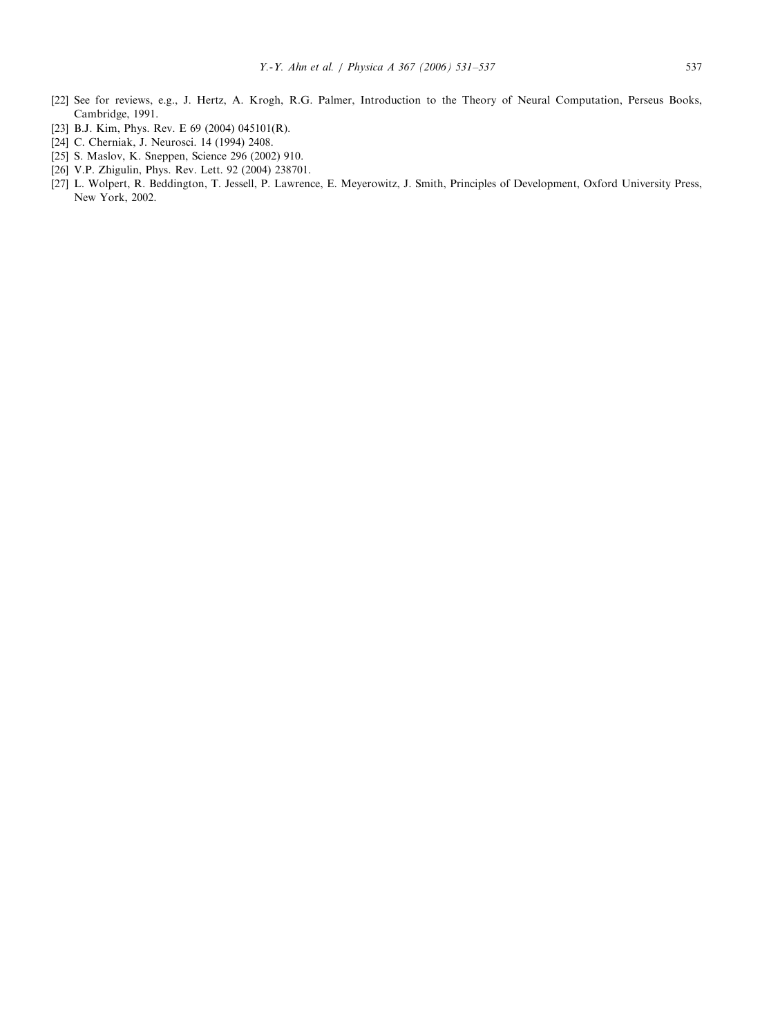[22] See for reviews, e.g., J. Hertz, A. Krogh, R.G. Palmer, Introduction to the Theory of Neural Computation, Perseus Books, Cambridge, 1991.
[23] B.J. Kim, Phys. Rev. E 69 (2004) 045101(R).
[24] C. Cherniak, J. Neurosci. 14 (1994) 2408.
[25] S. Maslov, K. Sneppen, Science 296 (2002) 910.
[26] V.P. Zhigulin, Phys. Rev. Lett. 92 (2004) 238701.
[27] L. Wolpert, R. Beddington, T. Jessell, P. Lawrence, E. Meyerowitz, J. Smith, Principles of Development, Oxford University Press, New York, 2002.